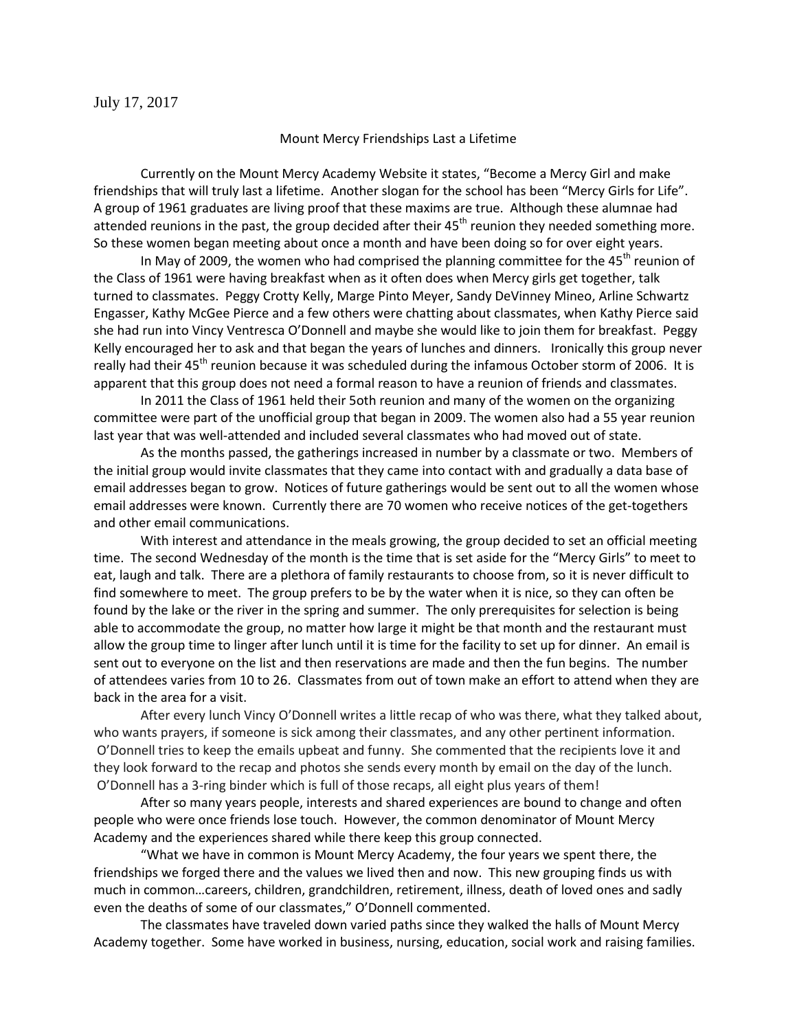July 17, 2017

## Mount Mercy Friendships Last a Lifetime

Currently on the Mount Mercy Academy Website it states, "Become a Mercy Girl and make friendships that will truly last a lifetime. Another slogan for the school has been "Mercy Girls for Life". A group of 1961 graduates are living proof that these maxims are true. Although these alumnae had attended reunions in the past, the group decided after their 45th reunion they needed something more. So these women began meeting about once a month and have been doing so for over eight years.

In May of 2009, the women who had comprised the planning committee for the 45th reunion of the Class of 1961 were having breakfast when as it often does when Mercy girls get together, talk turned to classmates. Peggy Crotty Kelly, Marge Pinto Meyer, Sandy DeVinney Mineo, Arline Schwartz Engasser, Kathy McGee Pierce and a few others were chatting about classmates, when Kathy Pierce said she had run into Vincy Ventresca O'Donnell and maybe she would like to join them for breakfast. Peggy Kelly encouraged her to ask and that began the years of lunches and dinners. Ironically this group never really had their 45th reunion because it was scheduled during the infamous October storm of 2006. It is apparent that this group does not need a formal reason to have a reunion of friends and classmates.

In 2011 the Class of 1961 held their 5oth reunion and many of the women on the organizing committee were part of the unofficial group that began in 2009. The women also had a 55 year reunion last year that was well-attended and included several classmates who had moved out of state.

As the months passed, the gatherings increased in number by a classmate or two. Members of the initial group would invite classmates that they came into contact with and gradually a data base of email addresses began to grow. Notices of future gatherings would be sent out to all the women whose email addresses were known. Currently there are 70 women who receive notices of the get-togethers and other email communications.

With interest and attendance in the meals growing, the group decided to set an official meeting time. The second Wednesday of the month is the time that is set aside for the "Mercy Girls" to meet to eat, laugh and talk. There are a plethora of family restaurants to choose from, so it is never difficult to find somewhere to meet. The group prefers to be by the water when it is nice, so they can often be found by the lake or the river in the spring and summer. The only prerequisites for selection is being able to accommodate the group, no matter how large it might be that month and the restaurant must allow the group time to linger after lunch until it is time for the facility to set up for dinner. An email is sent out to everyone on the list and then reservations are made and then the fun begins. The number of attendees varies from 10 to 26. Classmates from out of town make an effort to attend when they are back in the area for a visit.

After every lunch Vincy O'Donnell writes a little recap of who was there, what they talked about, who wants prayers, if someone is sick among their classmates, and any other pertinent information. O'Donnell tries to keep the emails upbeat and funny. She commented that the recipients love it and they look forward to the recap and photos she sends every month by email on the day of the lunch. O'Donnell has a 3-ring binder which is full of those recaps, all eight plus years of them!

After so many years people, interests and shared experiences are bound to change and often people who were once friends lose touch. However, the common denominator of Mount Mercy Academy and the experiences shared while there keep this group connected.

"What we have in common is Mount Mercy Academy, the four years we spent there, the friendships we forged there and the values we lived then and now. This new grouping finds us with much in common…careers, children, grandchildren, retirement, illness, death of loved ones and sadly even the deaths of some of our classmates," O'Donnell commented.

The classmates have traveled down varied paths since they walked the halls of Mount Mercy Academy together. Some have worked in business, nursing, education, social work and raising families.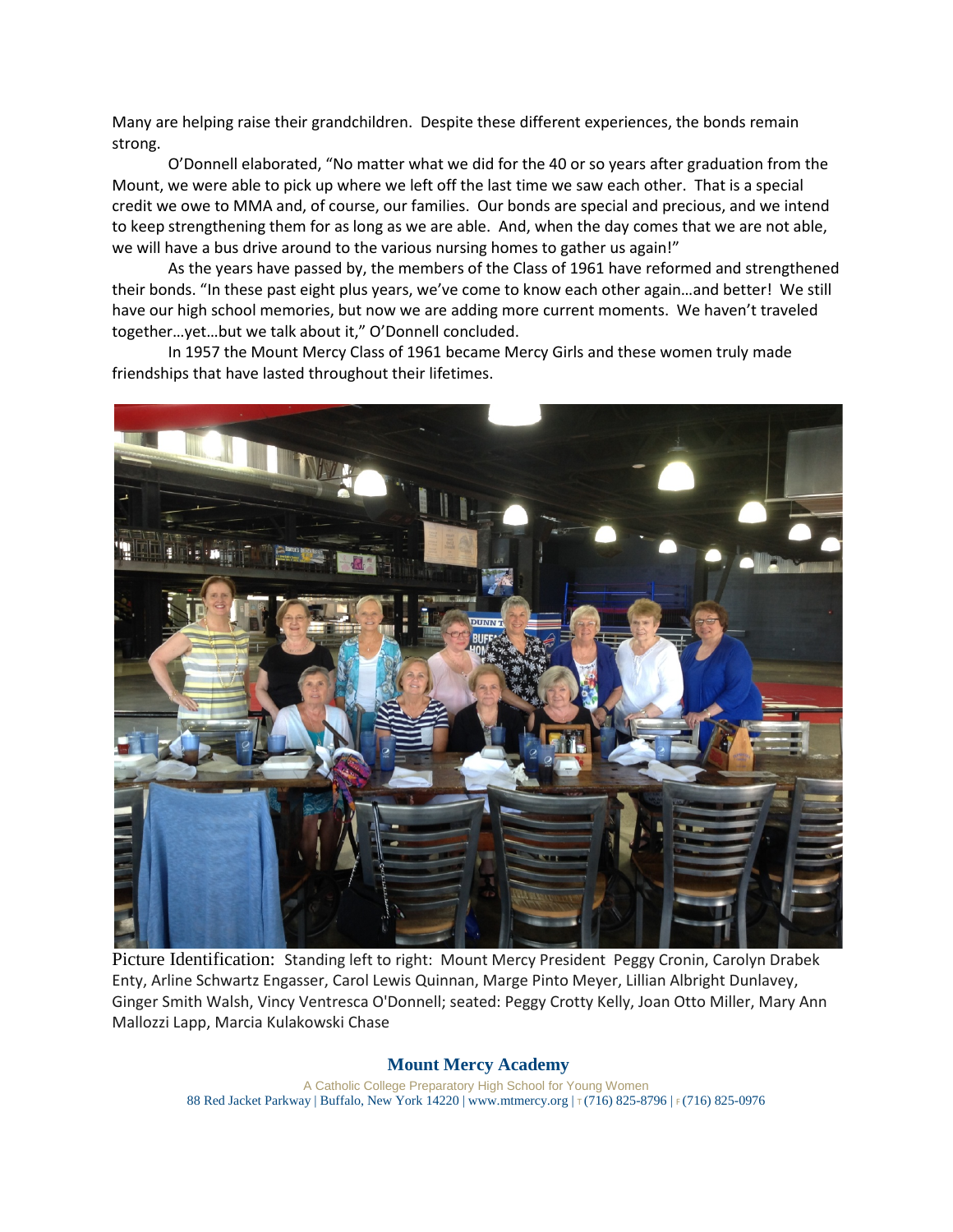Many are helping raise their grandchildren. Despite these different experiences, the bonds remain strong.

O'Donnell elaborated, "No matter what we did for the 40 or so years after graduation from the Mount, we were able to pick up where we left off the last time we saw each other. That is a special credit we owe to MMA and, of course, our families. Our bonds are special and precious, and we intend to keep strengthening them for as long as we are able. And, when the day comes that we are not able, we will have a bus drive around to the various nursing homes to gather us again!"

As the years have passed by, the members of the Class of 1961 have reformed and strengthened their bonds. "In these past eight plus years, we've come to know each other again…and better! We still have our high school memories, but now we are adding more current moments. We haven't traveled together…yet…but we talk about it," O'Donnell concluded.

In 1957 the Mount Mercy Class of 1961 became Mercy Girls and these women truly made friendships that have lasted throughout their lifetimes.

Picture Identification: Standing left to right: Mount Mercy President Peggy Cronin, Carolyn Drabek Enty, Arline Schwartz Engasser, Carol Lewis Quinnan, Marge Pinto Meyer, Lillian Albright Dunlavey, Ginger Smith Walsh, Vincy Ventresca O'Donnell; seated: Peggy Crotty Kelly, Joan Otto Miller, Mary Ann Mallozzi Lapp, Marcia Kulakowski Chase

**Mount Mercy Academy**

A Catholic College Preparatory High School for Young Women
88 Red Jacket Parkway | Buffalo, New York 14220 | www.mtmercy.org | T (716) 825-8796 | F (716) 825-0976